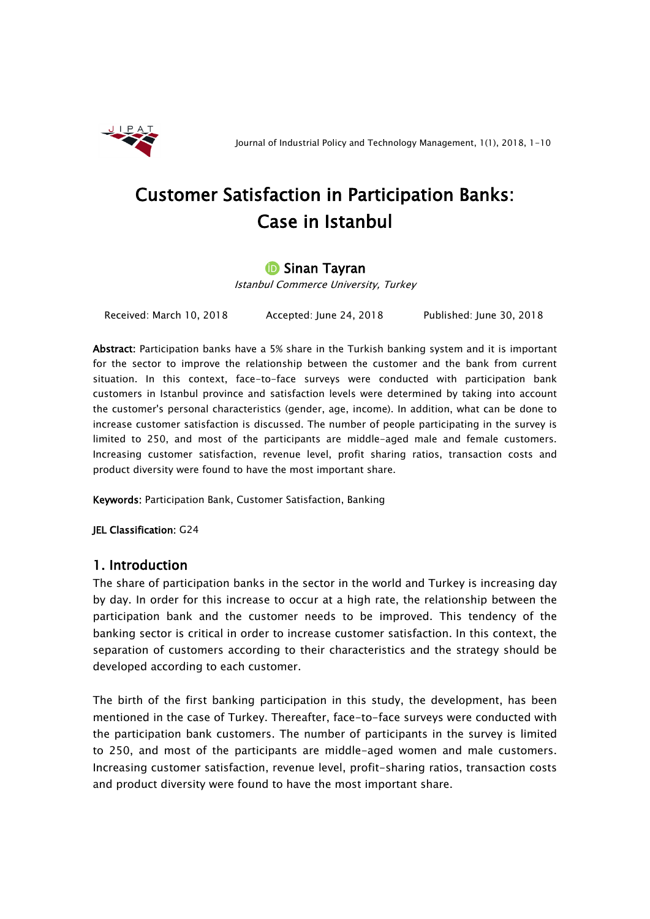# Customer Satisfaction in Participation Banks: Case in Istanbul

Sinan Tayran

*Istanbul Commerce University, Turkey*

Received: March 10, 2018 Accepted: June 24, 2018 Published: June 30, 2018

**Abstract:** Participation banks have a 5% share in the Turkish banking system and it is important for the sector to improve the relationship between the customer and the bank from current situation. In this context, face-to-face surveys were conducted with participation bank customers in Istanbul province and satisfaction levels were determined by taking into account the customer's personal characteristics (gender, age, income). In addition, what can be done to increase customer satisfaction is discussed. The number of people participating in the survey is limited to 250, and most of the participants are middle-aged male and female customers. Increasing customer satisfaction, revenue level, profit sharing ratios, transaction costs and product diversity were found to have the most important share.

**Keywords:** Participation Bank, Customer Satisfaction, Banking

**JEL Classification:** G24

## 1. Introduction

The share of participation banks in the sector in the world and Turkey is increasing day by day. In order for this increase to occur at a high rate, the relationship between the participation bank and the customer needs to be improved. This tendency of the banking sector is critical in order to increase customer satisfaction. In this context, the separation of customers according to their characteristics and the strategy should be developed according to each customer.

The birth of the first banking participation in this study, the development, has been mentioned in the case of Turkey. Thereafter, face-to-face surveys were conducted with the participation bank customers. The number of participants in the survey is limited to 250, and most of the participants are middle-aged women and male customers. Increasing customer satisfaction, revenue level, profit-sharing ratios, transaction costs and product diversity were found to have the most important share.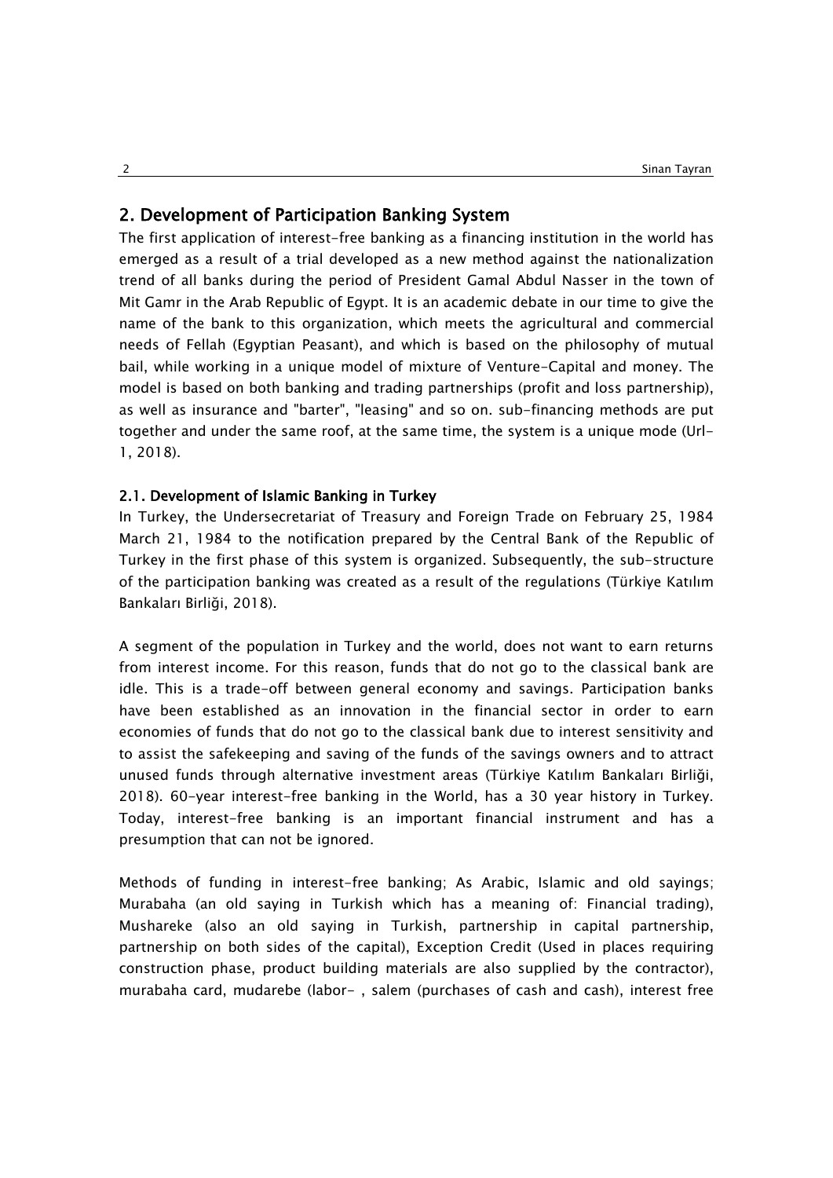## 2. Development of Participation Banking System

The first application of interest-free banking as a financing institution in the world has emerged as a result of a trial developed as a new method against the nationalization trend of all banks during the period of President Gamal Abdul Nasser in the town of Mit Gamr in the Arab Republic of Egypt. It is an academic debate in our time to give the name of the bank to this organization, which meets the agricultural and commercial needs of Fellah (Egyptian Peasant), and which is based on the philosophy of mutual bail, while working in a unique model of mixture of Venture-Capital and money. The model is based on both banking and trading partnerships (profit and loss partnership), as well as insurance and "barter", "leasing" and so on. sub-financing methods are put together and under the same roof, at the same time, the system is a unique mode (Url-1, 2018).

### 2.1. Development of Islamic Banking in Turkey

In Turkey, the Undersecretariat of Treasury and Foreign Trade on February 25, 1984 March 21, 1984 to the notification prepared by the Central Bank of the Republic of Turkey in the first phase of this system is organized. Subsequently, the sub-structure of the participation banking was created as a result of the regulations (Türkiye Katılım Bankaları Birliği, 2018).

A segment of the population in Turkey and the world, does not want to earn returns from interest income. For this reason, funds that do not go to the classical bank are idle. This is a trade-off between general economy and savings. Participation banks have been established as an innovation in the financial sector in order to earn economies of funds that do not go to the classical bank due to interest sensitivity and to assist the safekeeping and saving of the funds of the savings owners and to attract unused funds through alternative investment areas (Türkiye Katılım Bankaları Birliği, 2018). 60-year interest-free banking in the World, has a 30 year history in Turkey. Today, interest-free banking is an important financial instrument and has a presumption that can not be ignored.

Methods of funding in interest-free banking; As Arabic, Islamic and old sayings; Murabaha (an old saying in Turkish which has a meaning of: Financial trading), Mushareke (also an old saying in Turkish, partnership in capital partnership, partnership on both sides of the capital), Exception Credit (Used in places requiring construction phase, product building materials are also supplied by the contractor), murabaha card, mudarebe (labor- , salem (purchases of cash and cash), interest free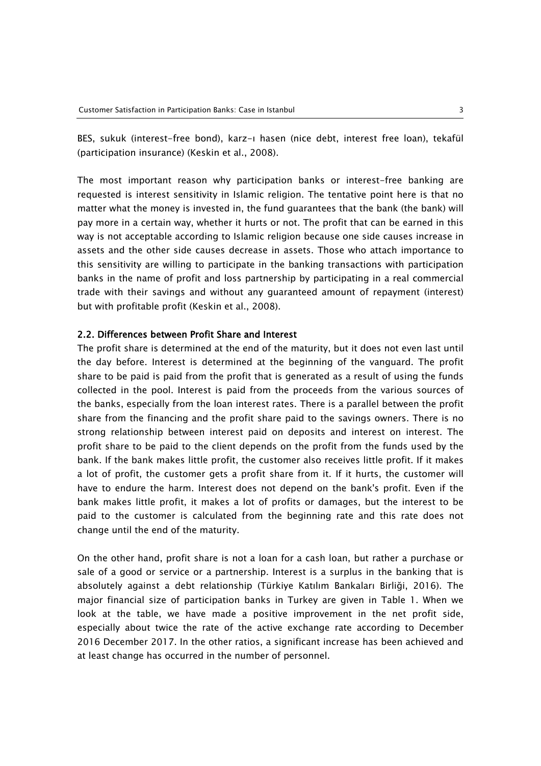BES, sukuk (interest-free bond), karz-ı hasen (nice debt, interest free loan), tekafül (participation insurance) (Keskin et al., 2008).

The most important reason why participation banks or interest-free banking are requested is interest sensitivity in Islamic religion. The tentative point here is that no matter what the money is invested in, the fund guarantees that the bank (the bank) will pay more in a certain way, whether it hurts or not. The profit that can be earned in this way is not acceptable according to Islamic religion because one side causes increase in assets and the other side causes decrease in assets. Those who attach importance to this sensitivity are willing to participate in the banking transactions with participation banks in the name of profit and loss partnership by participating in a real commercial trade with their savings and without any guaranteed amount of repayment (interest) but with profitable profit (Keskin et al., 2008).

### 2.2. Differences between Profit Share and Interest

The profit share is determined at the end of the maturity, but it does not even last until the day before. Interest is determined at the beginning of the vanguard. The profit share to be paid is paid from the profit that is generated as a result of using the funds collected in the pool. Interest is paid from the proceeds from the various sources of the banks, especially from the loan interest rates. There is a parallel between the profit share from the financing and the profit share paid to the savings owners. There is no strong relationship between interest paid on deposits and interest on interest. The profit share to be paid to the client depends on the profit from the funds used by the bank. If the bank makes little profit, the customer also receives little profit. If it makes a lot of profit, the customer gets a profit share from it. If it hurts, the customer will have to endure the harm. Interest does not depend on the bank's profit. Even if the bank makes little profit, it makes a lot of profits or damages, but the interest to be paid to the customer is calculated from the beginning rate and this rate does not change until the end of the maturity.

On the other hand, profit share is not a loan for a cash loan, but rather a purchase or sale of a good or service or a partnership. Interest is a surplus in the banking that is absolutely against a debt relationship (Türkiye Katılım Bankaları Birliği, 2016). The major financial size of participation banks in Turkey are given in Table 1. When we look at the table, we have made a positive improvement in the net profit side, especially about twice the rate of the active exchange rate according to December 2016 December 2017. In the other ratios, a significant increase has been achieved and at least change has occurred in the number of personnel.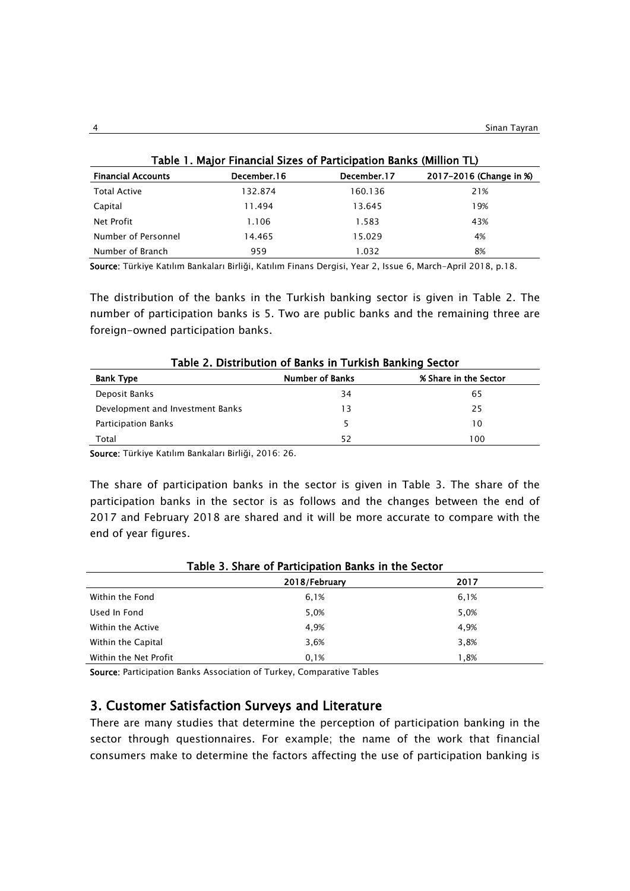**Table 1. Major Financial Sizes of Participation Banks (Million TL)**

| Financial Accounts | December.16 | December.17 | 2017-2016 (Change in %) |
|---|---|---|---|
| Total Active | 132.874 | 160.136 | 21% |
| Capital | 11.494 | 13.645 | 19% |
| Net Profit | 1.106 | 1.583 | 43% |
| Number of Personnel | 14.465 | 15.029 | 4% |
| Number of Branch | 959 | 1.032 | 8% |

**Source:** Türkiye Katılım Bankaları Birliği, Katılım Finans Dergisi, Year 2, Issue 6, March-April 2018, p.18.

The distribution of the banks in the Turkish banking sector is given in Table 2. The number of participation banks is 5. Two are public banks and the remaining three are foreign-owned participation banks.

**Table 2. Distribution of Banks in Turkish Banking Sector**

| Bank Type | Number of Banks | % Share in the Sector |
|---|---|---|
| Deposit Banks | 34 | 65 |
| Development and Investment Banks | 13 | 25 |
| Participation Banks | 5 | 10 |
| Total | 52 | 100 |

**Source:** Türkiye Katılım Bankaları Birliği, 2016: 26.

The share of participation banks in the sector is given in Table 3. The share of the participation banks in the sector is as follows and the changes between the end of 2017 and February 2018 are shared and it will be more accurate to compare with the end of year figures.

**Table 3. Share of Participation Banks in the Sector**

| | 2018/February | 2017 |
|---|---|---|
| Within the Fond | 6,1% | 6,1% |
| Used In Fond | 5,0% | 5,0% |
| Within the Active | 4,9% | 4,9% |
| Within the Capital | 3,6% | 3,8% |
| Within the Net Profit | 0,1% | 1,8% |

**Source:** Participation Banks Association of Turkey, Comparative Tables

## 3. Customer Satisfaction Surveys and Literature

There are many studies that determine the perception of participation banking in the sector through questionnaires. For example; the name of the work that financial consumers make to determine the factors affecting the use of participation banking is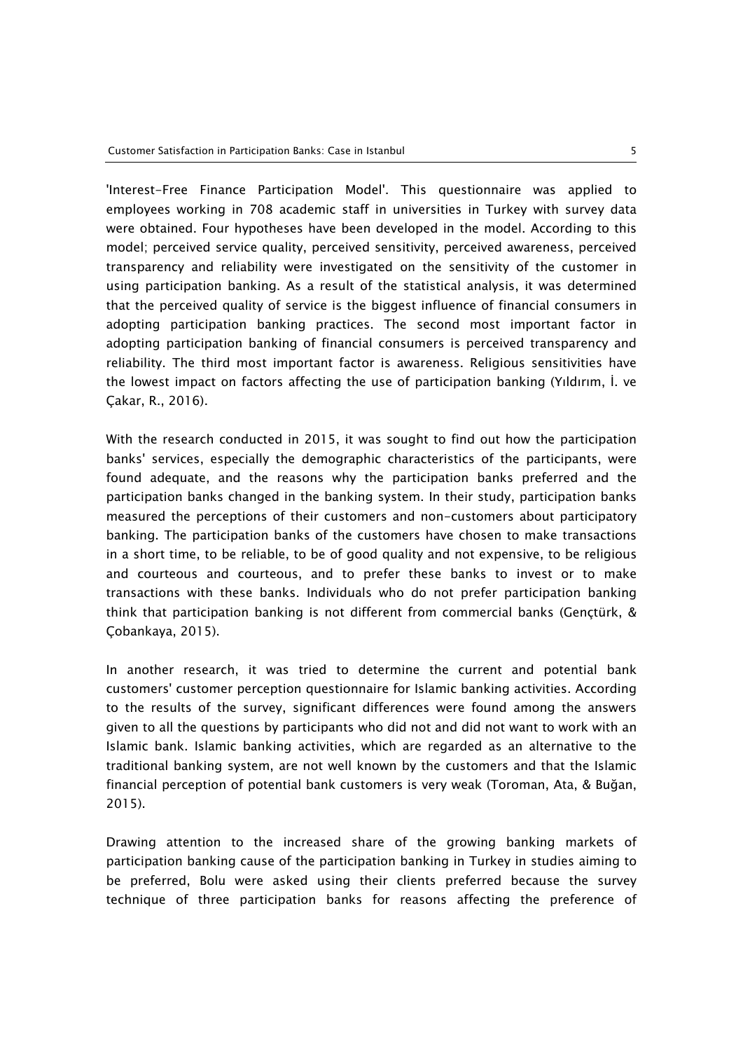'Interest-Free Finance Participation Model'. This questionnaire was applied to employees working in 708 academic staff in universities in Turkey with survey data were obtained. Four hypotheses have been developed in the model. According to this model; perceived service quality, perceived sensitivity, perceived awareness, perceived transparency and reliability were investigated on the sensitivity of the customer in using participation banking. As a result of the statistical analysis, it was determined that the perceived quality of service is the biggest influence of financial consumers in adopting participation banking practices. The second most important factor in adopting participation banking of financial consumers is perceived transparency and reliability. The third most important factor is awareness. Religious sensitivities have the lowest impact on factors affecting the use of participation banking (Yıldırım, İ. ve Çakar, R., 2016).

With the research conducted in 2015, it was sought to find out how the participation banks' services, especially the demographic characteristics of the participants, were found adequate, and the reasons why the participation banks preferred and the participation banks changed in the banking system. In their study, participation banks measured the perceptions of their customers and non-customers about participatory banking. The participation banks of the customers have chosen to make transactions in a short time, to be reliable, to be of good quality and not expensive, to be religious and courteous and courteous, and to prefer these banks to invest or to make transactions with these banks. Individuals who do not prefer participation banking think that participation banking is not different from commercial banks (Gençtürk, & Çobankaya, 2015).

In another research, it was tried to determine the current and potential bank customers' customer perception questionnaire for Islamic banking activities. According to the results of the survey, significant differences were found among the answers given to all the questions by participants who did not and did not want to work with an Islamic bank. Islamic banking activities, which are regarded as an alternative to the traditional banking system, are not well known by the customers and that the Islamic financial perception of potential bank customers is very weak (Toroman, Ata, & Buğan, 2015).

Drawing attention to the increased share of the growing banking markets of participation banking cause of the participation banking in Turkey in studies aiming to be preferred, Bolu were asked using their clients preferred because the survey technique of three participation banks for reasons affecting the preference of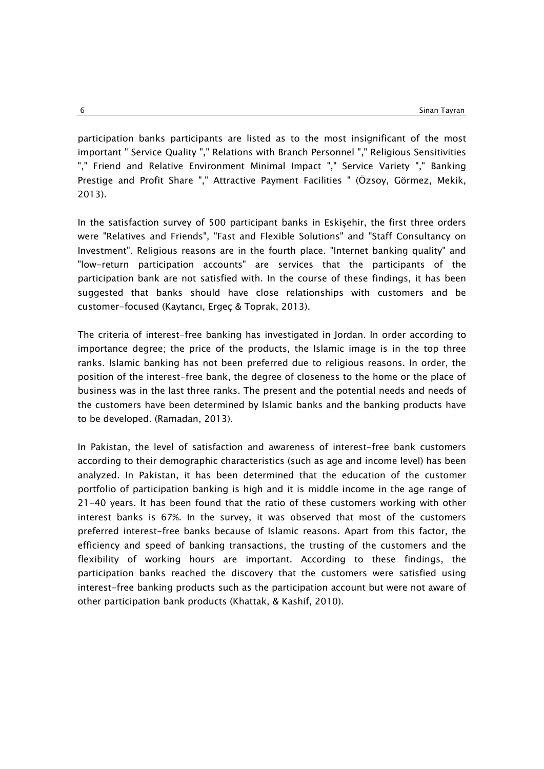participation banks participants are listed as to the most insignificant of the most important " Service Quality "," Relations with Branch Personnel "," Religious Sensitivities "," Friend and Relative Environment Minimal Impact "," Service Variety "," Banking Prestige and Profit Share "," Attractive Payment Facilities " (Özsoy, Görmez, Mekik, 2013).

In the satisfaction survey of 500 participant banks in Eskişehir, the first three orders were "Relatives and Friends", "Fast and Flexible Solutions" and "Staff Consultancy on Investment". Religious reasons are in the fourth place. "Internet banking quality" and "low-return participation accounts" are services that the participants of the participation bank are not satisfied with. In the course of these findings, it has been suggested that banks should have close relationships with customers and be customer-focused (Kaytancı, Ergeç & Toprak, 2013).

The criteria of interest-free banking has investigated in Jordan. In order according to importance degree; the price of the products, the Islamic image is in the top three ranks. Islamic banking has not been preferred due to religious reasons. In order, the position of the interest-free bank, the degree of closeness to the home or the place of business was in the last three ranks. The present and the potential needs and needs of the customers have been determined by Islamic banks and the banking products have to be developed. (Ramadan, 2013).

In Pakistan, the level of satisfaction and awareness of interest-free bank customers according to their demographic characteristics (such as age and income level) has been analyzed. In Pakistan, it has been determined that the education of the customer portfolio of participation banking is high and it is middle income in the age range of 21-40 years. It has been found that the ratio of these customers working with other interest banks is 67%. In the survey, it was observed that most of the customers preferred interest-free banks because of Islamic reasons. Apart from this factor, the efficiency and speed of banking transactions, the trusting of the customers and the flexibility of working hours are important. According to these findings, the participation banks reached the discovery that the customers were satisfied using interest-free banking products such as the participation account but were not aware of other participation bank products (Khattak, & Kashif, 2010).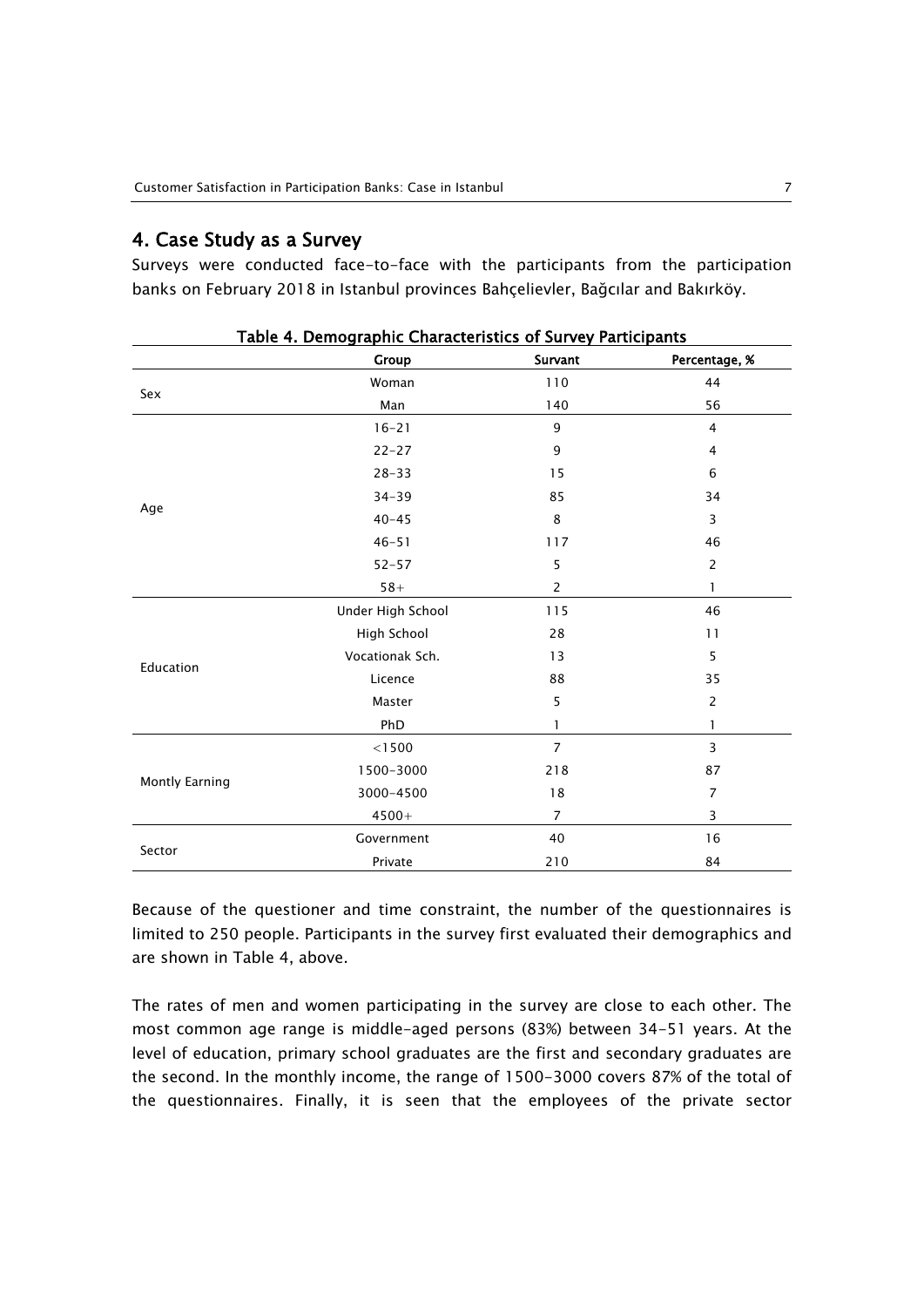## 4. Case Study as a Survey

Surveys were conducted face-to-face with the participants from the participation banks on February 2018 in Istanbul provinces Bahçelievler, Bağcılar and Bakırköy.

**Table 4. Demographic Characteristics of Survey Participants**

| | Group | Survant | Percentage, % |
|---|---|---|---|
| Sex | Woman | 110 | 44 |
| | Man | 140 | 56 |
| Age | 16-21 | 9 | 4 |
| | 22-27 | 9 | 4 |
| | 28-33 | 15 | 6 |
| | 34-39 | 85 | 34 |
| | 40-45 | 8 | 3 |
| | 46-51 | 117 | 46 |
| | 52-57 | 5 | 2 |
| | 58+ | 2 | 1 |
| Education | Under High School | 115 | 46 |
| | High School | 28 | 11 |
| | Vocationak Sch. | 13 | 5 |
| | Licence | 88 | 35 |
| | Master | 5 | 2 |
| | PhD | 1 | 1 |
| Montly Earning | <1500 | 7 | 3 |
| | 1500-3000 | 218 | 87 |
| | 3000-4500 | 18 | 7 |
| | 4500+ | 7 | 3 |
| Sector | Government | 40 | 16 |
| | Private | 210 | 84 |

Because of the questioner and time constraint, the number of the questionnaires is limited to 250 people. Participants in the survey first evaluated their demographics and are shown in Table 4, above.

The rates of men and women participating in the survey are close to each other. The most common age range is middle-aged persons (83%) between 34-51 years. At the level of education, primary school graduates are the first and secondary graduates are the second. In the monthly income, the range of 1500-3000 covers 87% of the total of the questionnaires. Finally, it is seen that the employees of the private sector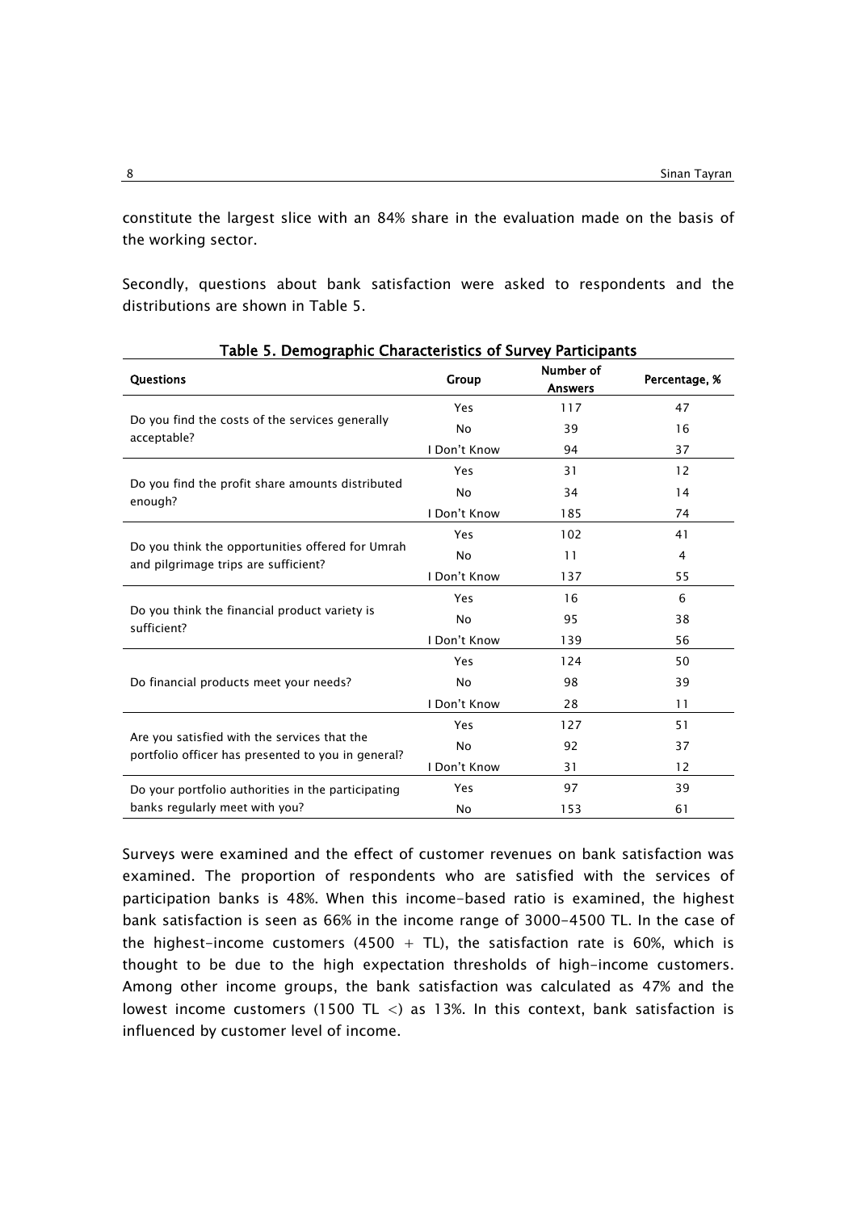constitute the largest slice with an 84% share in the evaluation made on the basis of the working sector.

Secondly, questions about bank satisfaction were asked to respondents and the distributions are shown in Table 5.

**Table 5. Demographic Characteristics of Survey Participants**

| Questions | Group | Number of Answers | Percentage, % |
|---|---|---|---|
| Do you find the costs of the services generally acceptable? | Yes | 117 | 47 |
| | No | 39 | 16 |
| | I Don't Know | 94 | 37 |
| Do you find the profit share amounts distributed enough? | Yes | 31 | 12 |
| | No | 34 | 14 |
| | I Don't Know | 185 | 74 |
| Do you think the opportunities offered for Umrah and pilgrimage trips are sufficient? | Yes | 102 | 41 |
| | No | 11 | 4 |
| | I Don't Know | 137 | 55 |
| Do you think the financial product variety is sufficient? | Yes | 16 | 6 |
| | No | 95 | 38 |
| | I Don't Know | 139 | 56 |
| Do financial products meet your needs? | Yes | 124 | 50 |
| | No | 98 | 39 |
| | I Don't Know | 28 | 11 |
| Are you satisfied with the services that the portfolio officer has presented to you in general? | Yes | 127 | 51 |
| | No | 92 | 37 |
| | I Don't Know | 31 | 12 |
| Do your portfolio authorities in the participating banks regularly meet with you? | Yes | 97 | 39 |
| | No | 153 | 61 |

Surveys were examined and the effect of customer revenues on bank satisfaction was examined. The proportion of respondents who are satisfied with the services of participation banks is 48%. When this income-based ratio is examined, the highest bank satisfaction is seen as 66% in the income range of 3000-4500 TL. In the case of the highest-income customers (4500 + TL), the satisfaction rate is 60%, which is thought to be due to the high expectation thresholds of high-income customers. Among other income groups, the bank satisfaction was calculated as 47% and the lowest income customers (1500 TL <) as 13%. In this context, bank satisfaction is influenced by customer level of income.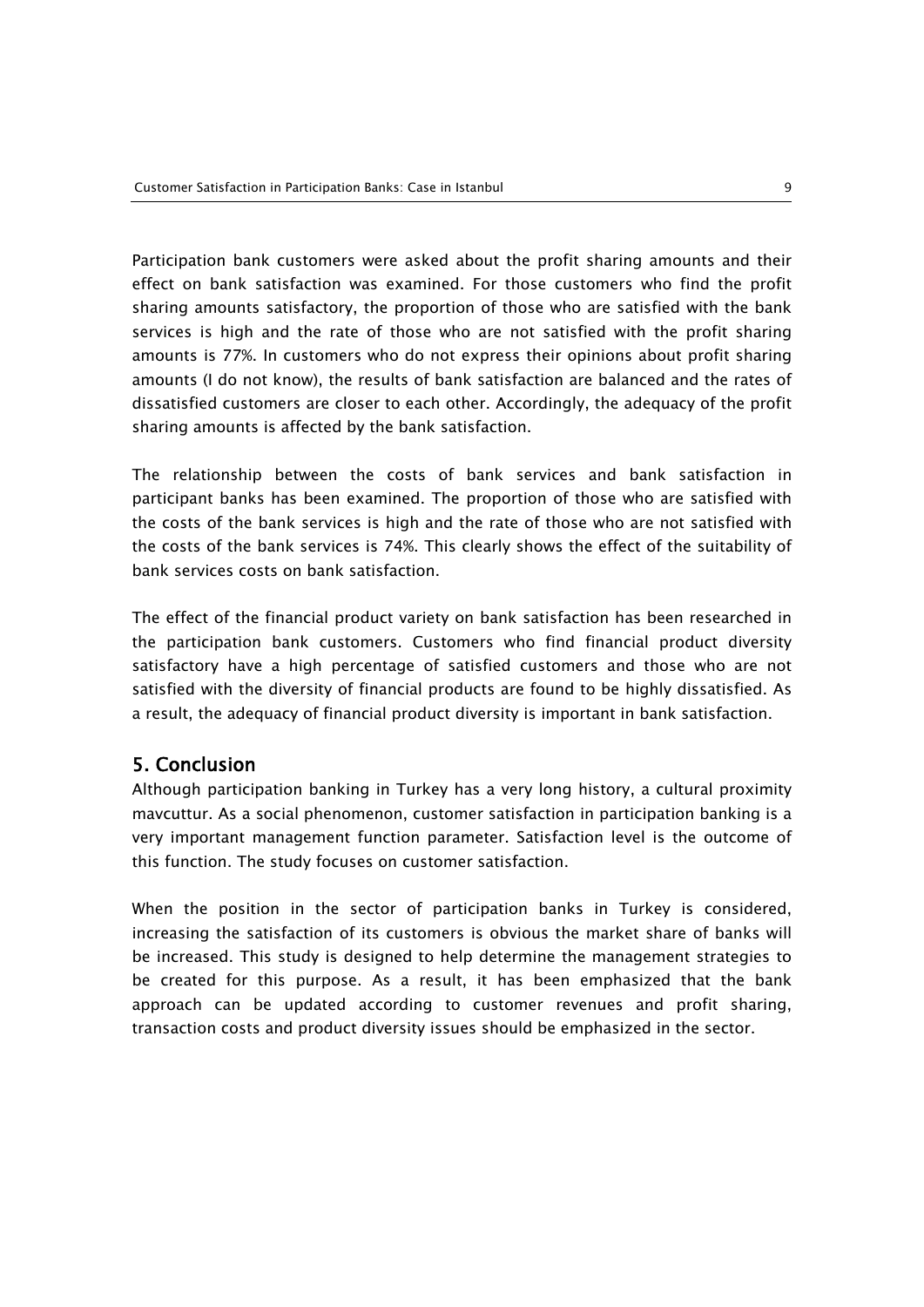Participation bank customers were asked about the profit sharing amounts and their effect on bank satisfaction was examined. For those customers who find the profit sharing amounts satisfactory, the proportion of those who are satisfied with the bank services is high and the rate of those who are not satisfied with the profit sharing amounts is 77%. In customers who do not express their opinions about profit sharing amounts (I do not know), the results of bank satisfaction are balanced and the rates of dissatisfied customers are closer to each other. Accordingly, the adequacy of the profit sharing amounts is affected by the bank satisfaction.

The relationship between the costs of bank services and bank satisfaction in participant banks has been examined. The proportion of those who are satisfied with the costs of the bank services is high and the rate of those who are not satisfied with the costs of the bank services is 74%. This clearly shows the effect of the suitability of bank services costs on bank satisfaction.

The effect of the financial product variety on bank satisfaction has been researched in the participation bank customers. Customers who find financial product diversity satisfactory have a high percentage of satisfied customers and those who are not satisfied with the diversity of financial products are found to be highly dissatisfied. As a result, the adequacy of financial product diversity is important in bank satisfaction.

## 5. Conclusion

Although participation banking in Turkey has a very long history, a cultural proximity mavcuttur. As a social phenomenon, customer satisfaction in participation banking is a very important management function parameter. Satisfaction level is the outcome of this function. The study focuses on customer satisfaction.

When the position in the sector of participation banks in Turkey is considered, increasing the satisfaction of its customers is obvious the market share of banks will be increased. This study is designed to help determine the management strategies to be created for this purpose. As a result, it has been emphasized that the bank approach can be updated according to customer revenues and profit sharing, transaction costs and product diversity issues should be emphasized in the sector.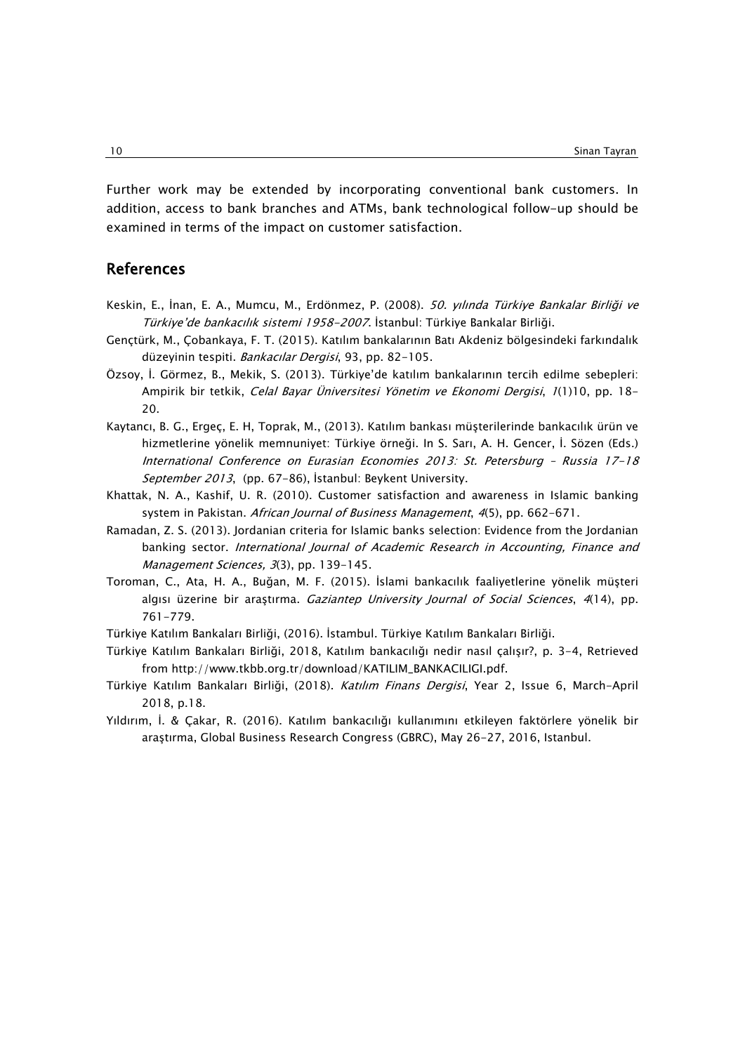Further work may be extended by incorporating conventional bank customers. In addition, access to bank branches and ATMs, bank technological follow-up should be examined in terms of the impact on customer satisfaction.

## References

Keskin, E., İnan, E. A., Mumcu, M., Erdönmez, P. (2008). *50. yılında Türkiye Bankalar Birliği ve Türkiye'de bankacılık sistemi 1958-2007*. İstanbul: Türkiye Bankalar Birliği.

Gençtürk, M., Çobankaya, F. T. (2015). Katılım bankalarının Batı Akdeniz bölgesindeki farkındalık düzeyinin tespiti. *Bankacılar Dergisi*, 93, pp. 82-105.

Özsoy, İ. Görmez, B., Mekik, S. (2013). Türkiye'de katılım bankalarının tercih edilme sebepleri: Ampirik bir tetkik, *Celal Bayar Üniversitesi Yönetim ve Ekonomi Dergisi*, *1*(1)10, pp. 18-20.

Kaytancı, B. G., Ergeç, E. H, Toprak, M., (2013). Katılım bankası müşterilerinde bankacılık ürün ve hizmetlerine yönelik memnuniyet: Türkiye örneği. In S. Sarı, A. H. Gencer, İ. Sözen (Eds.) *International Conference on Eurasian Economies 2013: St. Petersburg – Russia 17-18 September 2013*, (pp. 67-86), İstanbul: Beykent University.

Khattak, N. A., Kashif, U. R. (2010). Customer satisfaction and awareness in Islamic banking system in Pakistan. *African Journal of Business Management*, *4*(5), pp. 662-671.

Ramadan, Z. S. (2013). Jordanian criteria for Islamic banks selection: Evidence from the Jordanian banking sector. *International Journal of Academic Research in Accounting, Finance and Management Sciences, 3*(3), pp. 139-145.

Toroman, C., Ata, H. A., Buğan, M. F. (2015). İslami bankacılık faaliyetlerine yönelik müşteri algısı üzerine bir araştırma. *Gaziantep University Journal of Social Sciences*, *4*(14), pp. 761-779.

Türkiye Katılım Bankaları Birliği, (2016). İstambul. Türkiye Katılım Bankaları Birliği.

Türkiye Katılım Bankaları Birliği, 2018, Katılım bankacılığı nedir nasıl çalışır?, p. 3-4, Retrieved from http://www.tkbb.org.tr/download/KATILIM_BANKACILIGI.pdf.

Türkiye Katılım Bankaları Birliği, (2018). *Katılım Finans Dergisi*, Year 2, Issue 6, March-April 2018, p.18.

Yıldırım, İ. & Çakar, R. (2016). Katılım bankacılığı kullanımını etkileyen faktörlere yönelik bir araştırma, Global Business Research Congress (GBRC), May 26-27, 2016, Istanbul.